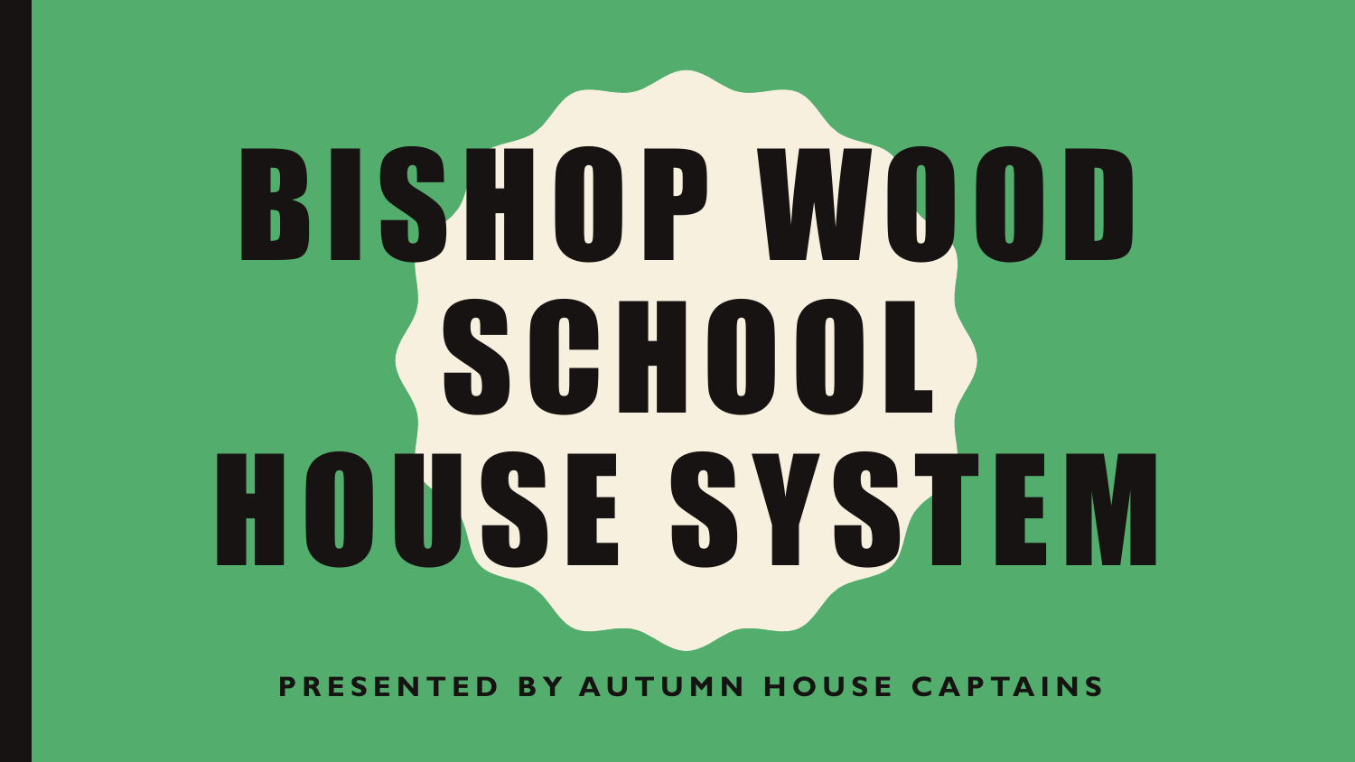# BISHOP WOOD SCHOOL HOUSE SYSTEM

**PRESENTED BY AUTUMN HOUSE CAPTAINS**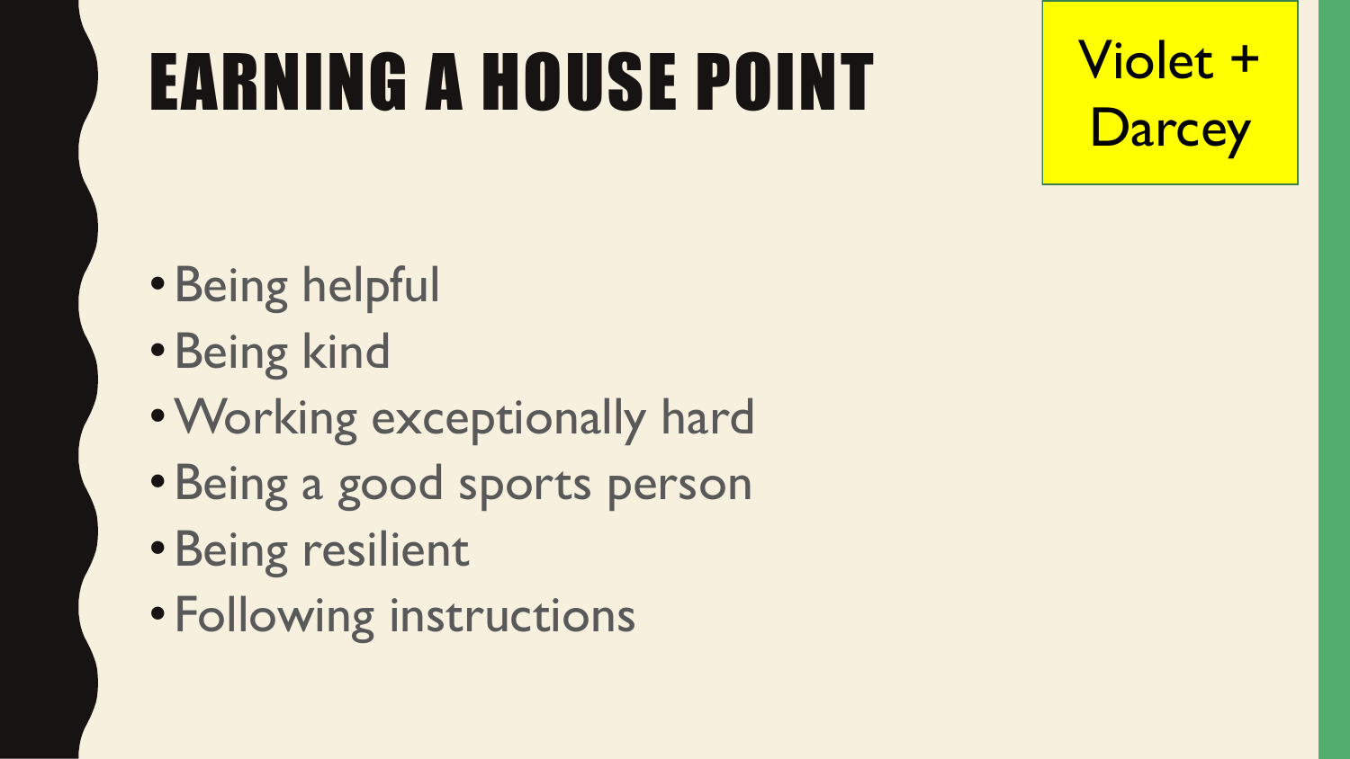# EARNING A HOUSE POINT

Violet + Darcey

- Being helpful
- Being kind
- Working exceptionally hard
- Being a good sports person
- Being resilient
- Following instructions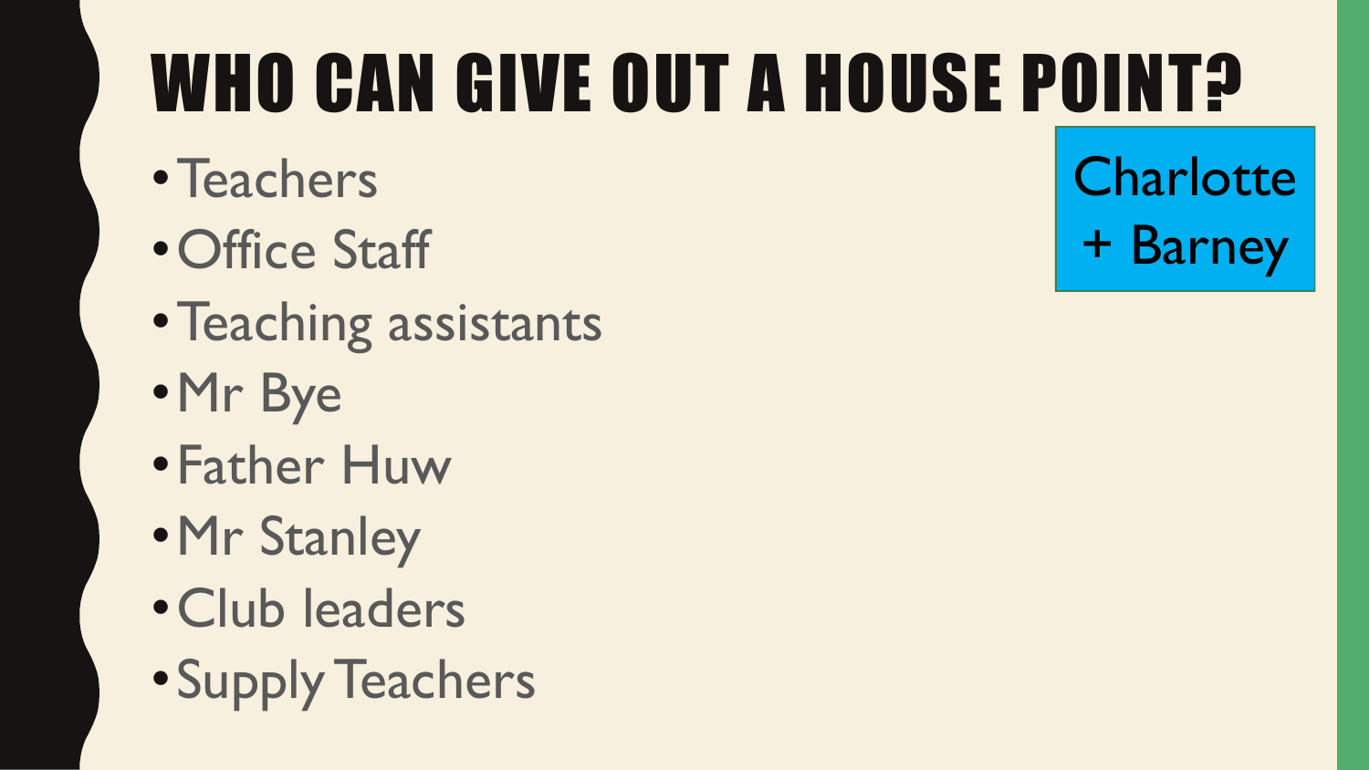# WHO CAN GIVE OUT A HOUSE POINT?

- Teachers
- Office Staff
- Teaching assistants
- Mr Bye
- Father Huw
- Mr Stanley
- Club leaders
- Supply Teachers

Charlotte + Barney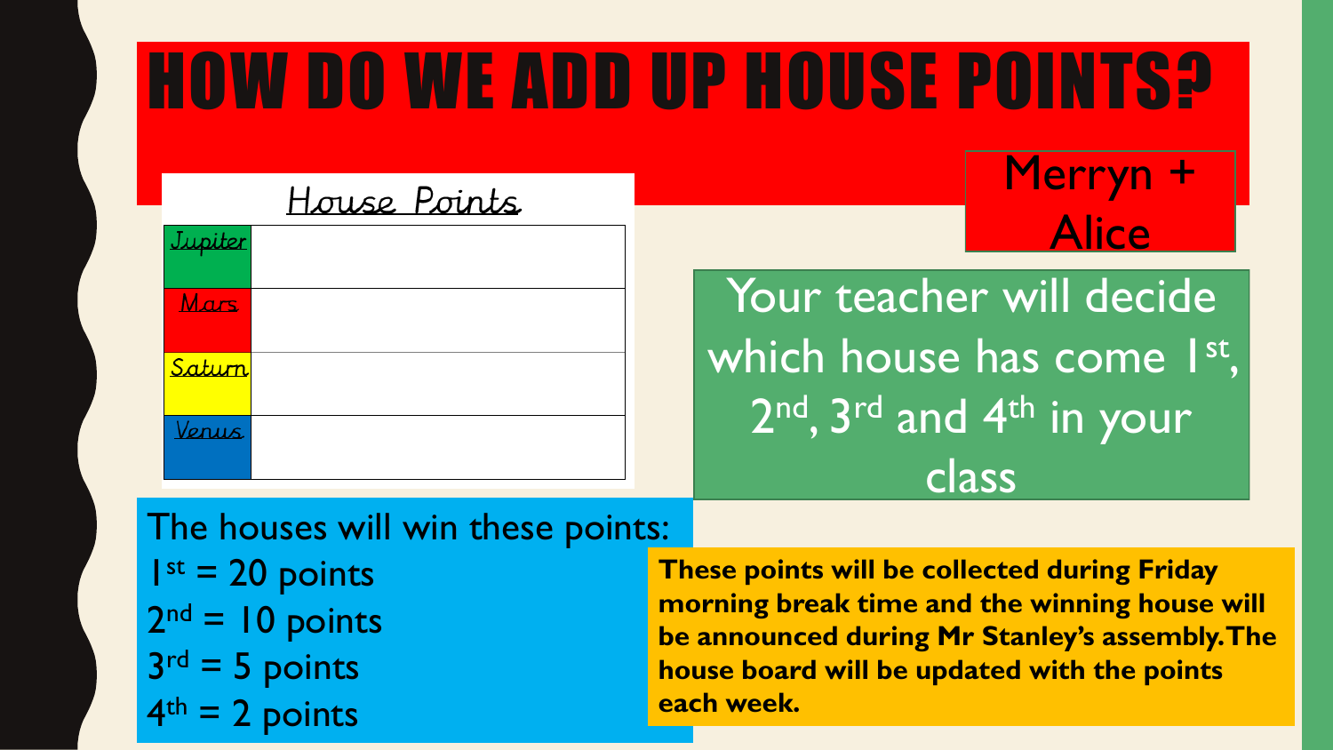# HOW DO WE ADD UP HOUSE POINTS?

Merryn + Alice

House Points

| Jupiter | |
|---|---|
| Mars | |
| Saturn | |
| Venus | |

Your teacher will decide which house has come 1st, 2nd, 3rd and 4th in your class

The houses will win these points:

1st = 20 points
2nd = 10 points
3rd = 5 points
4th = 2 points

**These points will be collected during Friday morning break time and the winning house will be announced during Mr Stanley's assembly. The house board will be updated with the points each week.**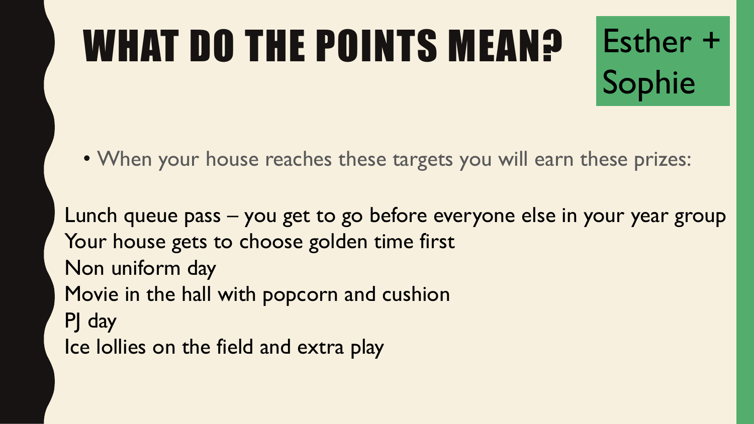# WHAT DO THE POINTS MEAN?

Esther + Sophie

- When your house reaches these targets you will earn these prizes:

Lunch queue pass – you get to go before everyone else in your year group
Your house gets to choose golden time first
Non uniform day
Movie in the hall with popcorn and cushion
PJ day
Ice lollies on the field and extra play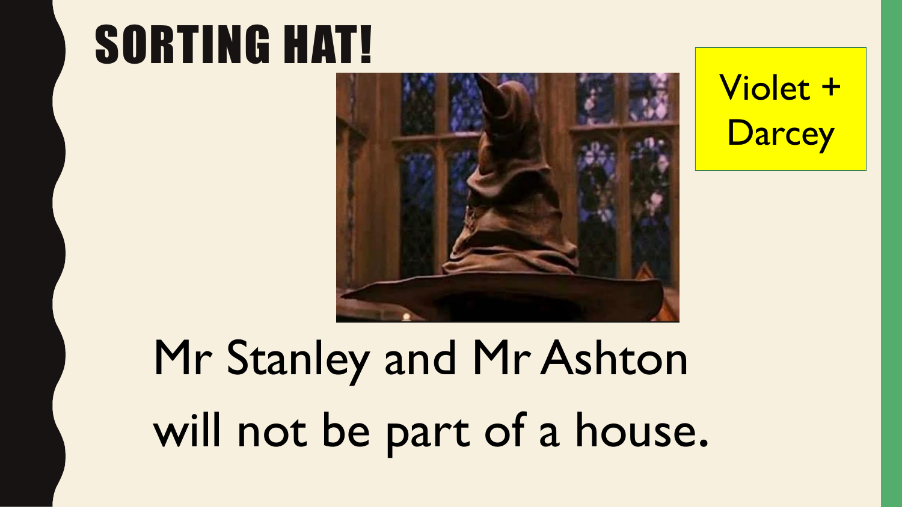# SORTING HAT!

Violet + Darcey

Mr Stanley and Mr Ashton will not be part of a house.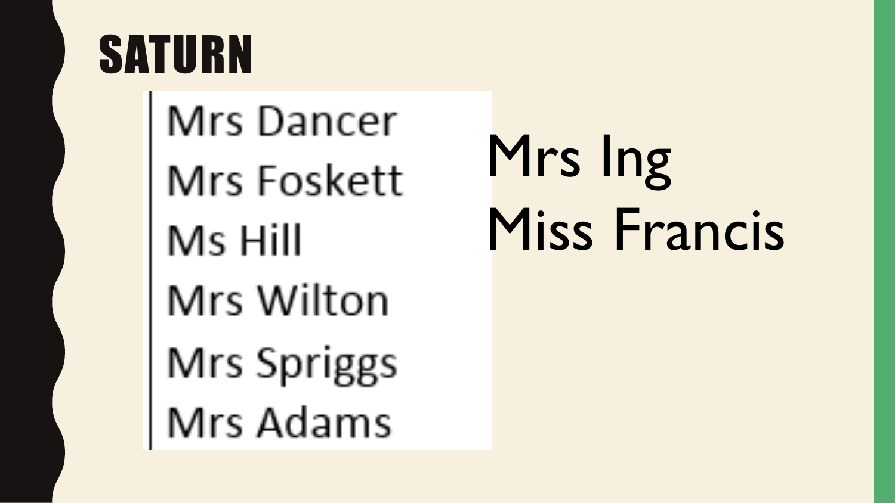# SATURN

Mrs Dancer

Mrs Foskett

Ms Hill

Mrs Wilton

Mrs Spriggs

Mrs Adams

Mrs Ing

Miss Francis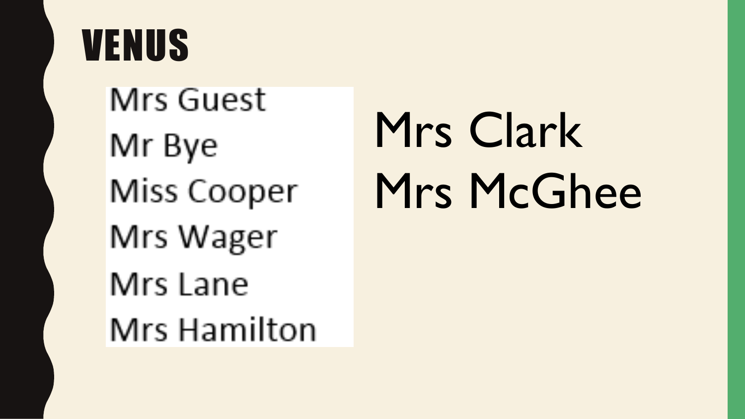# VENUS

Mrs Guest
Mr Bye
Miss Cooper
Mrs Wager
Mrs Lane
Mrs Hamilton

Mrs Clark
Mrs McGhee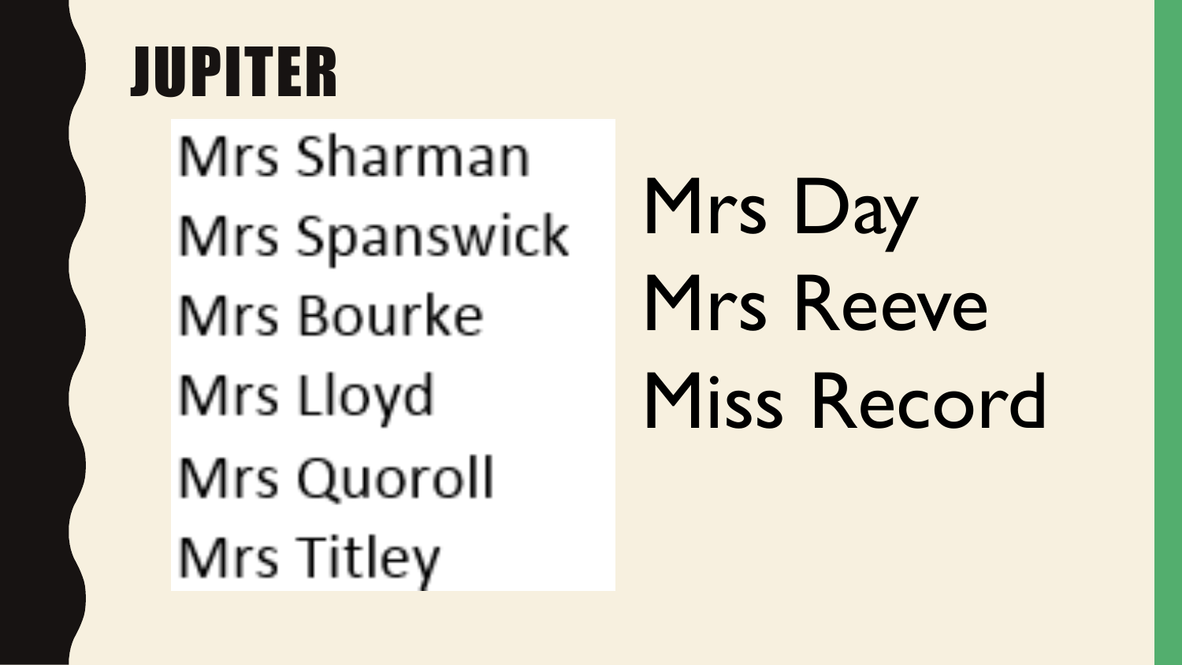# JUPITER

Mrs Sharman
Mrs Spanswick
Mrs Bourke
Mrs Lloyd
Mrs Quoroll
Mrs Titley

Mrs Day
Mrs Reeve
Miss Record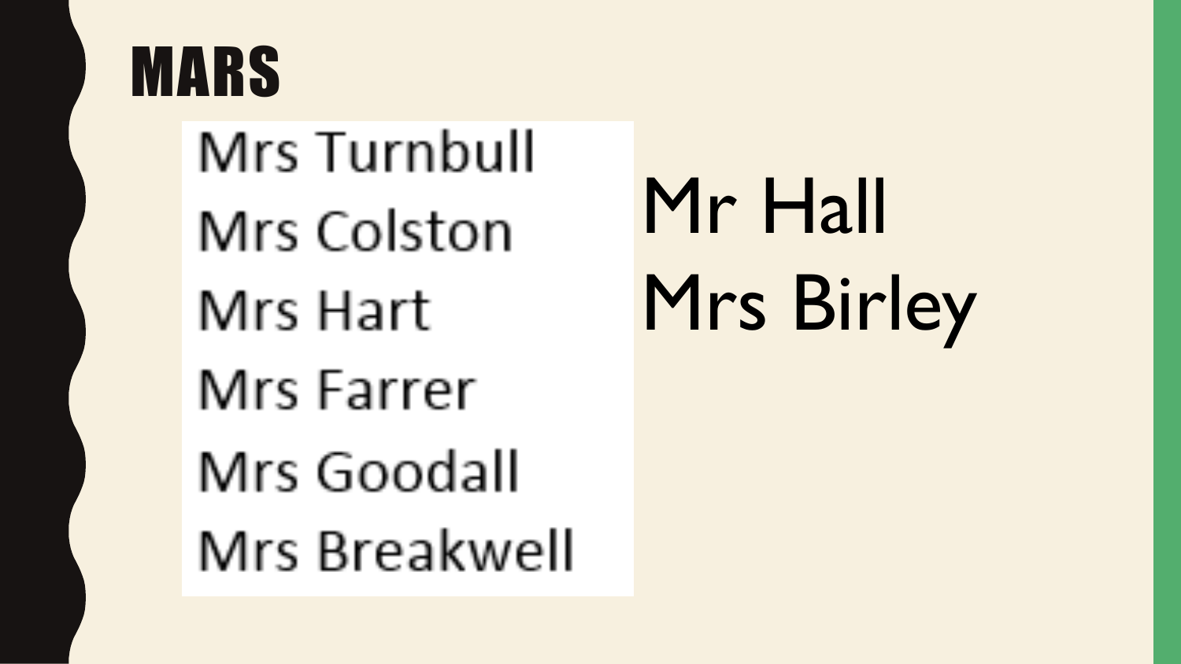# MARS

Mrs Turnbull
Mrs Colston
Mrs Hart
Mrs Farrer
Mrs Goodall
Mrs Breakwell

Mr Hall
Mrs Birley